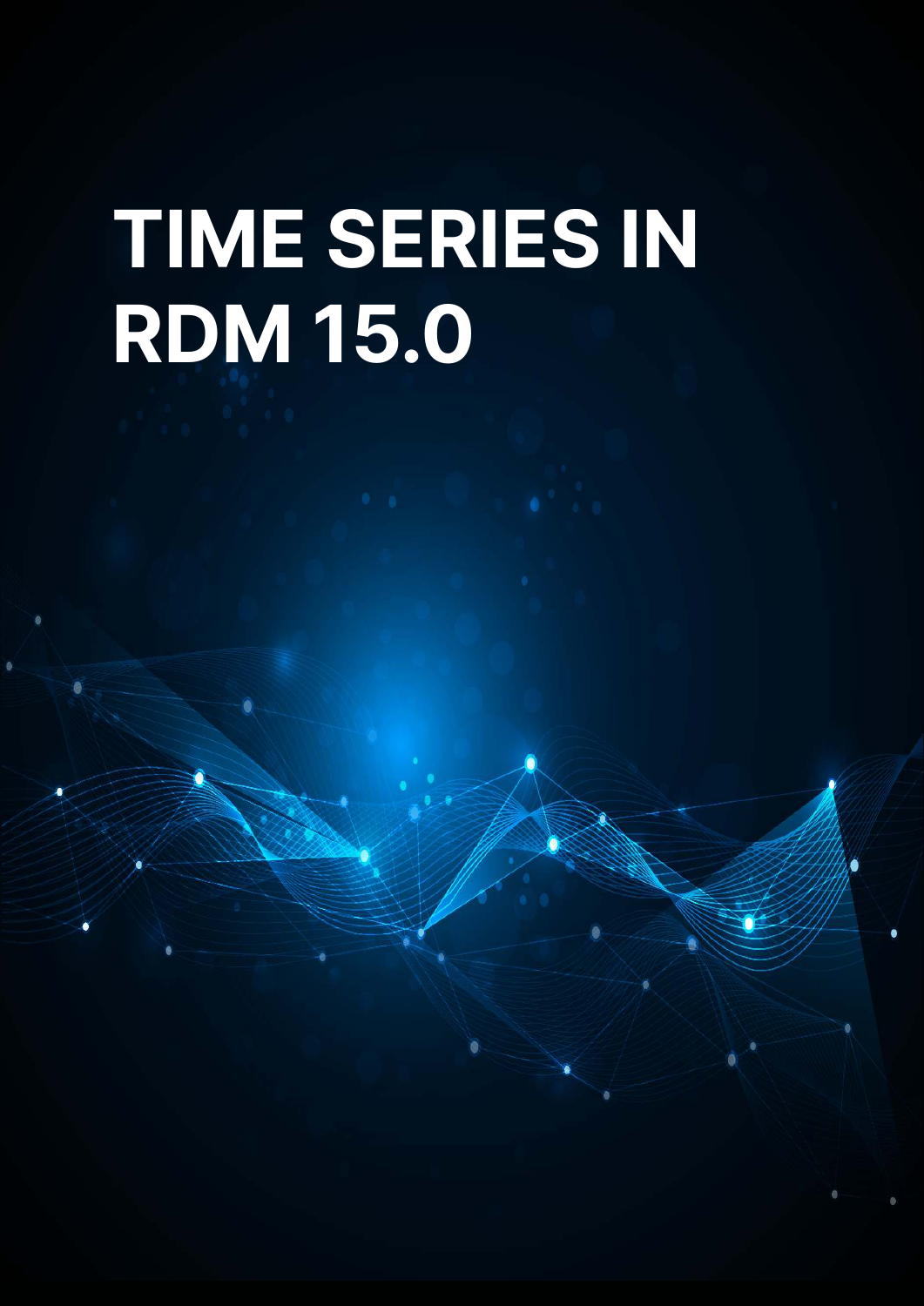# TIME SERIES IN RDM 15.0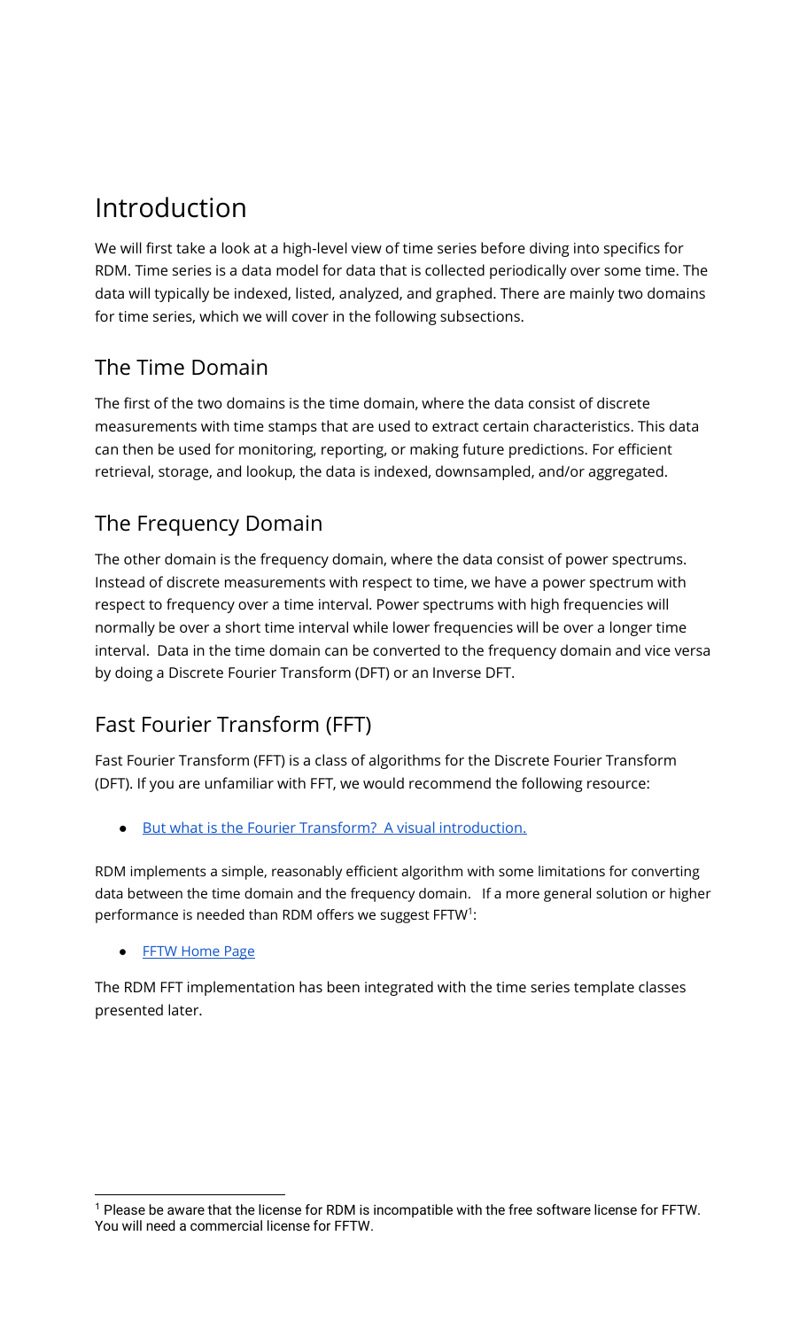# Introduction

We will first take a look at a high-level view of time series before diving into specifics for RDM. Time series is a data model for data that is collected periodically over some time. The data will typically be indexed, listed, analyzed, and graphed. There are mainly two domains for time series, which we will cover in the following subsections.

## The Time Domain

The first of the two domains is the time domain, where the data consist of discrete measurements with time stamps that are used to extract certain characteristics. This data can then be used for monitoring, reporting, or making future predictions. For efficient retrieval, storage, and lookup, the data is indexed, downsampled, and/or aggregated.

## The Frequency Domain

The other domain is the frequency domain, where the data consist of power spectrums. Instead of discrete measurements with respect to time, we have a power spectrum with respect to frequency over a time interval. Power spectrums with high frequencies will normally be over a short time interval while lower frequencies will be over a longer time interval. Data in the time domain can be converted to the frequency domain and vice versa by doing a Discrete Fourier Transform (DFT) or an Inverse DFT.

## Fast Fourier Transform (FFT)

Fast Fourier Transform (FFT) is a class of algorithms for the Discrete Fourier Transform (DFT). If you are unfamiliar with FFT, we would recommend the following resource:

- But what is the Fourier Transform? A visual introduction.

RDM implements a simple, reasonably efficient algorithm with some limitations for converting data between the time domain and the frequency domain. If a more general solution or higher performance is needed than RDM offers we suggest FFTW[1]:

- FFTW Home Page

The RDM FFT implementation has been integrated with the time series template classes presented later.

[1] Please be aware that the license for RDM is incompatible with the free software license for FFTW. You will need a commercial license for FFTW.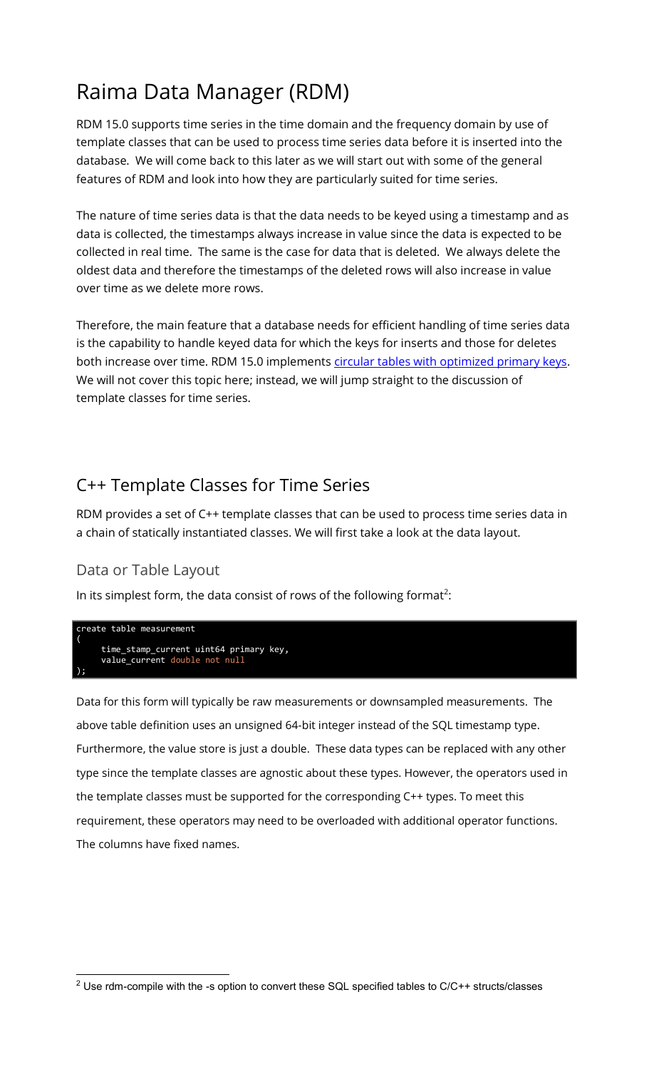# Raima Data Manager (RDM)

RDM 15.0 supports time series in the time domain and the frequency domain by use of template classes that can be used to process time series data before it is inserted into the database. We will come back to this later as we will start out with some of the general features of RDM and look into how they are particularly suited for time series.

The nature of time series data is that the data needs to be keyed using a timestamp and as data is collected, the timestamps always increase in value since the data is expected to be collected in real time. The same is the case for data that is deleted. We always delete the oldest data and therefore the timestamps of the deleted rows will also increase in value over time as we delete more rows.

Therefore, the main feature that a database needs for efficient handling of time series data is the capability to handle keyed data for which the keys for inserts and those for deletes both increase over time. RDM 15.0 implements circular tables with optimized primary keys. We will not cover this topic here; instead, we will jump straight to the discussion of template classes for time series.

## C++ Template Classes for Time Series

RDM provides a set of C++ template classes that can be used to process time series data in a chain of statically instantiated classes. We will first take a look at the data layout.

### Data or Table Layout

In its simplest form, the data consist of rows of the following format[2]:

```
create table measurement
(
    time_stamp_current uint64 primary key,
    value_current double not null
);
```

Data for this form will typically be raw measurements or downsampled measurements. The above table definition uses an unsigned 64-bit integer instead of the SQL timestamp type. Furthermore, the value store is just a double. These data types can be replaced with any other type since the template classes are agnostic about these types. However, the operators used in the template classes must be supported for the corresponding C++ types. To meet this requirement, these operators may need to be overloaded with additional operator functions. The columns have fixed names.

[2] Use rdm-compile with the -s option to convert these SQL specified tables to C/C++ structs/classes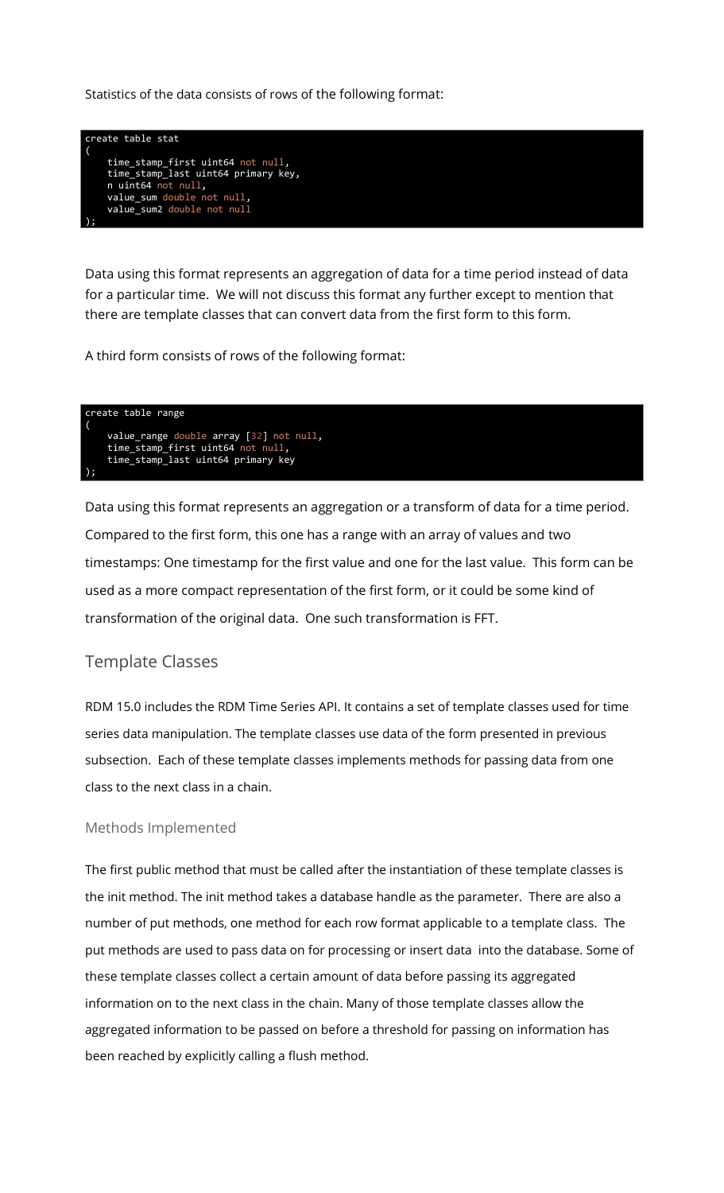Statistics of the data consists of rows of the following format:

```
create table stat
(
    time_stamp_first uint64 not null,
    time_stamp_last uint64 primary key,
    n uint64 not null,
    value_sum double not null,
    value_sum2 double not null
);
```

Data using this format represents an aggregation of data for a time period instead of data for a particular time. We will not discuss this format any further except to mention that there are template classes that can convert data from the first form to this form.

A third form consists of rows of the following format:

```
create table range
(
    value_range double array [32] not null,
    time_stamp_first uint64 not null,
    time_stamp_last uint64 primary key
);
```

Data using this format represents an aggregation or a transform of data for a time period. Compared to the first form, this one has a range with an array of values and two timestamps: One timestamp for the first value and one for the last value. This form can be used as a more compact representation of the first form, or it could be some kind of transformation of the original data. One such transformation is FFT.

## Template Classes

RDM 15.0 includes the RDM Time Series API. It contains a set of template classes used for time series data manipulation. The template classes use data of the form presented in previous subsection. Each of these template classes implements methods for passing data from one class to the next class in a chain.

### Methods Implemented

The first public method that must be called after the instantiation of these template classes is the init method. The init method takes a database handle as the parameter. There are also a number of put methods, one method for each row format applicable to a template class. The put methods are used to pass data on for processing or insert data into the database. Some of these template classes collect a certain amount of data before passing its aggregated information on to the next class in the chain. Many of those template classes allow the aggregated information to be passed on before a threshold for passing on information has been reached by explicitly calling a flush method.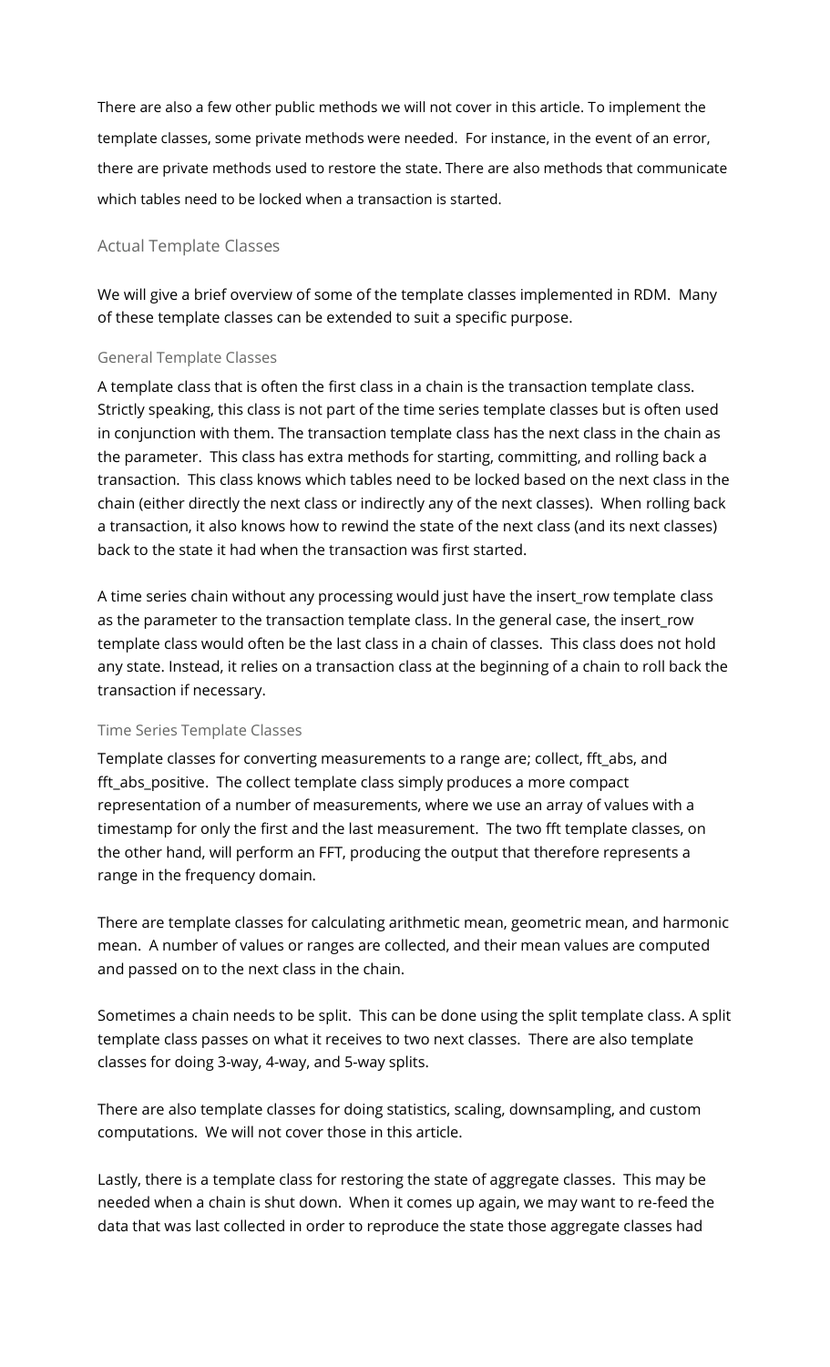There are also a few other public methods we will not cover in this article. To implement the template classes, some private methods were needed. For instance, in the event of an error, there are private methods used to restore the state. There are also methods that communicate which tables need to be locked when a transaction is started.

## Actual Template Classes

We will give a brief overview of some of the template classes implemented in RDM. Many of these template classes can be extended to suit a specific purpose.

### General Template Classes

A template class that is often the first class in a chain is the transaction template class. Strictly speaking, this class is not part of the time series template classes but is often used in conjunction with them. The transaction template class has the next class in the chain as the parameter. This class has extra methods for starting, committing, and rolling back a transaction. This class knows which tables need to be locked based on the next class in the chain (either directly the next class or indirectly any of the next classes). When rolling back a transaction, it also knows how to rewind the state of the next class (and its next classes) back to the state it had when the transaction was first started.

A time series chain without any processing would just have the insert_row template class as the parameter to the transaction template class. In the general case, the insert_row template class would often be the last class in a chain of classes. This class does not hold any state. Instead, it relies on a transaction class at the beginning of a chain to roll back the transaction if necessary.

### Time Series Template Classes

Template classes for converting measurements to a range are; collect, fft_abs, and fft_abs_positive. The collect template class simply produces a more compact representation of a number of measurements, where we use an array of values with a timestamp for only the first and the last measurement. The two fft template classes, on the other hand, will perform an FFT, producing the output that therefore represents a range in the frequency domain.

There are template classes for calculating arithmetic mean, geometric mean, and harmonic mean. A number of values or ranges are collected, and their mean values are computed and passed on to the next class in the chain.

Sometimes a chain needs to be split. This can be done using the split template class. A split template class passes on what it receives to two next classes. There are also template classes for doing 3-way, 4-way, and 5-way splits.

There are also template classes for doing statistics, scaling, downsampling, and custom computations. We will not cover those in this article.

Lastly, there is a template class for restoring the state of aggregate classes. This may be needed when a chain is shut down. When it comes up again, we may want to re-feed the data that was last collected in order to reproduce the state those aggregate classes had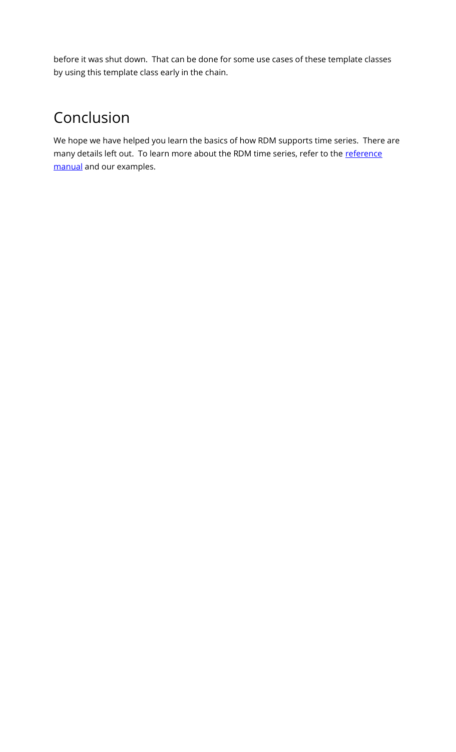before it was shut down. That can be done for some use cases of these template classes by using this template class early in the chain.

## Conclusion

We hope we have helped you learn the basics of how RDM supports time series. There are many details left out. To learn more about the RDM time series, refer to the reference manual and our examples.